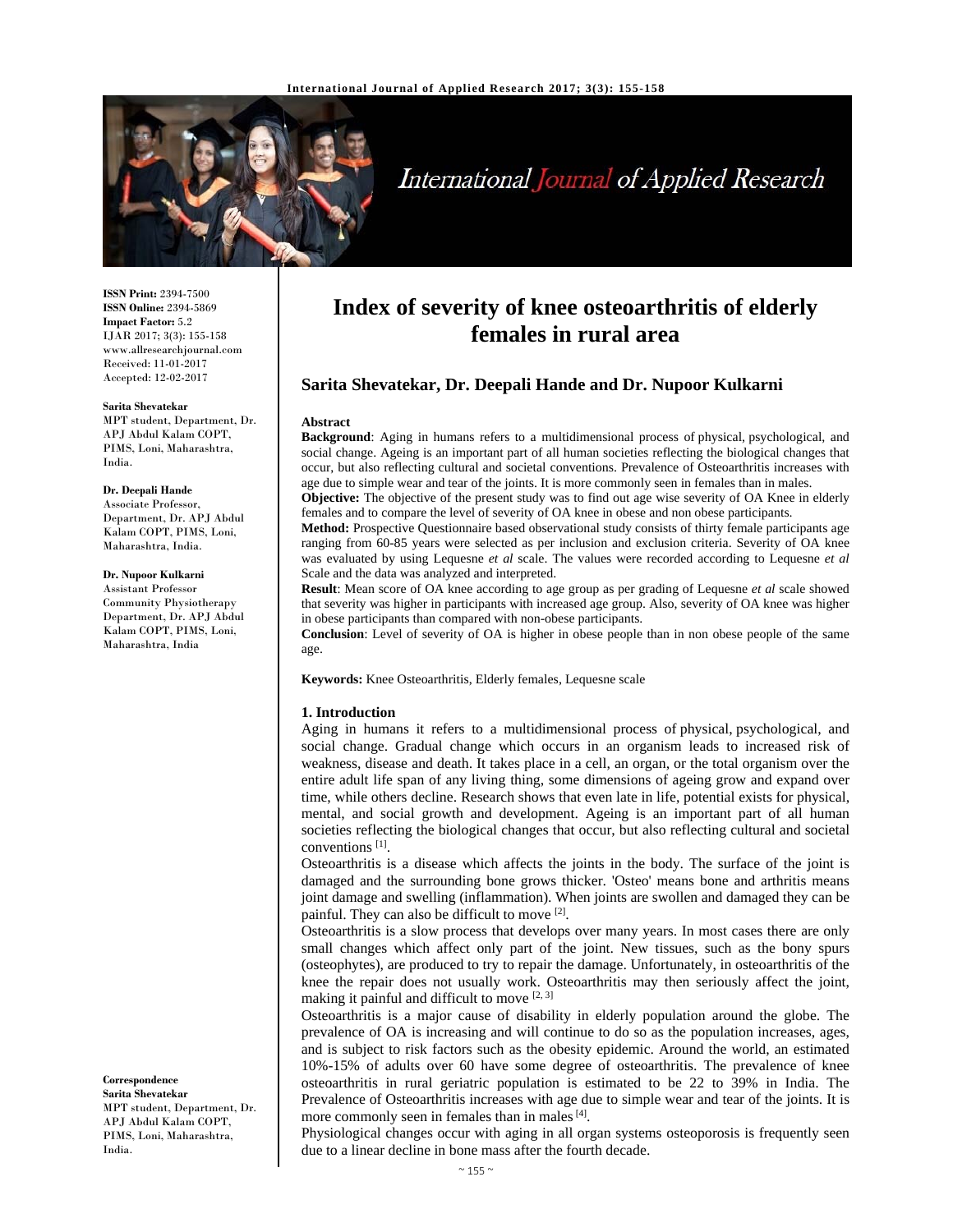# Index of severity of knee osteoarthritis of elderly females in rural area

**Sarita Shevatekar, Dr. Deepali Hande and Dr. Nupoor Kulkarni**

**ISSN Print:** 2394-7500
**ISSN Online:** 2394-5869
**Impact Factor:** 5.2
IJAR 2017; 3(3): 155-158
www.allresearchjournal.com
Received: 11-01-2017
Accepted: 12-02-2017

**Sarita Shevatekar**
MPT student, Department, Dr. APJ Abdul Kalam COPT, PIMS, Loni, Maharashtra, India.

**Dr. Deepali Hande**
Associate Professor, Department, Dr. APJ Abdul Kalam COPT, PIMS, Loni, Maharashtra, India.

**Dr. Nupoor Kulkarni**
Assistant Professor Community Physiotherapy Department, Dr. APJ Abdul Kalam COPT, PIMS, Loni, Maharashtra, India

**Correspondence**
**Sarita Shevatekar**
MPT student, Department, Dr. APJ Abdul Kalam COPT, PIMS, Loni, Maharashtra, India.

## Abstract

**Background**: Aging in humans refers to a multidimensional process of physical, psychological, and social change. Ageing is an important part of all human societies reflecting the biological changes that occur, but also reflecting cultural and societal conventions. Prevalence of Osteoarthritis increases with age due to simple wear and tear of the joints. It is more commonly seen in females than in males.

**Objective:** The objective of the present study was to find out age wise severity of OA Knee in elderly females and to compare the level of severity of OA knee in obese and non obese participants.

**Method:** Prospective Questionnaire based observational study consists of thirty female participants age ranging from 60-85 years were selected as per inclusion and exclusion criteria. Severity of OA knee was evaluated by using Lequesne *et al* scale. The values were recorded according to Lequesne *et al* Scale and the data was analyzed and interpreted.

**Result**: Mean score of OA knee according to age group as per grading of Lequesne *et al* scale showed that severity was higher in participants with increased age group. Also, severity of OA knee was higher in obese participants than compared with non-obese participants.

**Conclusion**: Level of severity of OA is higher in obese people than in non obese people of the same age.

**Keywords:** Knee Osteoarthritis, Elderly females, Lequesne scale

## 1. Introduction

Aging in humans it refers to a multidimensional process of physical, psychological, and social change. Gradual change which occurs in an organism leads to increased risk of weakness, disease and death. It takes place in a cell, an organ, or the total organism over the entire adult life span of any living thing, some dimensions of ageing grow and expand over time, while others decline. Research shows that even late in life, potential exists for physical, mental, and social growth and development. Ageing is an important part of all human societies reflecting the biological changes that occur, but also reflecting cultural and societal conventions [1].

Osteoarthritis is a disease which affects the joints in the body. The surface of the joint is damaged and the surrounding bone grows thicker. 'Osteo' means bone and arthritis means joint damage and swelling (inflammation). When joints are swollen and damaged they can be painful. They can also be difficult to move [2].

Osteoarthritis is a slow process that develops over many years. In most cases there are only small changes which affect only part of the joint. New tissues, such as the bony spurs (osteophytes), are produced to try to repair the damage. Unfortunately, in osteoarthritis of the knee the repair does not usually work. Osteoarthritis may then seriously affect the joint, making it painful and difficult to move [2, 3]

Osteoarthritis is a major cause of disability in elderly population around the globe. The prevalence of OA is increasing and will continue to do so as the population increases, ages, and is subject to risk factors such as the obesity epidemic. Around the world, an estimated 10%-15% of adults over 60 have some degree of osteoarthritis. The prevalence of knee osteoarthritis in rural geriatric population is estimated to be 22 to 39% in India. The Prevalence of Osteoarthritis increases with age due to simple wear and tear of the joints. It is more commonly seen in females than in males [4].

Physiological changes occur with aging in all organ systems osteoporosis is frequently seen due to a linear decline in bone mass after the fourth decade.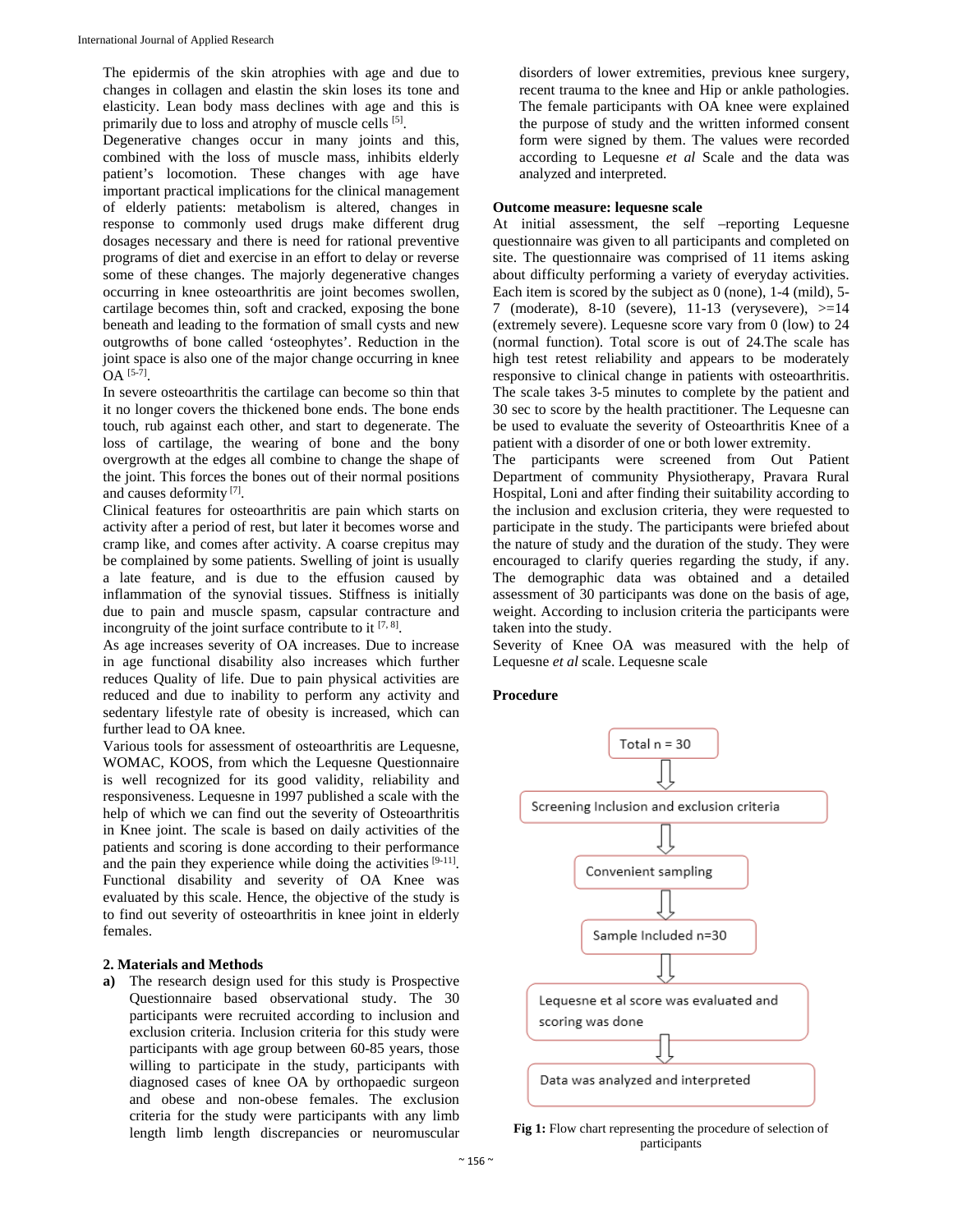The epidermis of the skin atrophies with age and due to changes in collagen and elastin the skin loses its tone and elasticity. Lean body mass declines with age and this is primarily due to loss and atrophy of muscle cells [5].

Degenerative changes occur in many joints and this, combined with the loss of muscle mass, inhibits elderly patient's locomotion. These changes with age have important practical implications for the clinical management of elderly patients: metabolism is altered, changes in response to commonly used drugs make different drug dosages necessary and there is need for rational preventive programs of diet and exercise in an effort to delay or reverse some of these changes. The majorly degenerative changes occurring in knee osteoarthritis are joint becomes swollen, cartilage becomes thin, soft and cracked, exposing the bone beneath and leading to the formation of small cysts and new outgrowths of bone called 'osteophytes'. Reduction in the joint space is also one of the major change occurring in knee OA [5-7].

In severe osteoarthritis the cartilage can become so thin that it no longer covers the thickened bone ends. The bone ends touch, rub against each other, and start to degenerate. The loss of cartilage, the wearing of bone and the bony overgrowth at the edges all combine to change the shape of the joint. This forces the bones out of their normal positions and causes deformity [7].

Clinical features for osteoarthritis are pain which starts on activity after a period of rest, but later it becomes worse and cramp like, and comes after activity. A coarse crepitus may be complained by some patients. Swelling of joint is usually a late feature, and is due to the effusion caused by inflammation of the synovial tissues. Stiffness is initially due to pain and muscle spasm, capsular contracture and incongruity of the joint surface contribute to it [7, 8].

As age increases severity of OA increases. Due to increase in age functional disability also increases which further reduces Quality of life. Due to pain physical activities are reduced and due to inability to perform any activity and sedentary lifestyle rate of obesity is increased, which can further lead to OA knee.

Various tools for assessment of osteoarthritis are Lequesne, WOMAC, KOOS, from which the Lequesne Questionnaire is well recognized for its good validity, reliability and responsiveness. Lequesne in 1997 published a scale with the help of which we can find out the severity of Osteoarthritis in Knee joint. The scale is based on daily activities of the patients and scoring is done according to their performance and the pain they experience while doing the activities [9-11]. Functional disability and severity of OA Knee was evaluated by this scale. Hence, the objective of the study is to find out severity of osteoarthritis in knee joint in elderly females.

## 2. Materials and Methods

**a)** The research design used for this study is Prospective Questionnaire based observational study. The 30 participants were recruited according to inclusion and exclusion criteria. Inclusion criteria for this study were participants with age group between 60-85 years, those willing to participate in the study, participants with diagnosed cases of knee OA by orthopaedic surgeon and obese and non-obese females. The exclusion criteria for the study were participants with any limb length limb length discrepancies or neuromuscular disorders of lower extremities, previous knee surgery, recent trauma to the knee and Hip or ankle pathologies. The female participants with OA knee were explained the purpose of study and the written informed consent form were signed by them. The values were recorded according to Lequesne *et al* Scale and the data was analyzed and interpreted.

### Outcome measure: lequesne scale

At initial assessment, the self –reporting Lequesne questionnaire was given to all participants and completed on site. The questionnaire was comprised of 11 items asking about difficulty performing a variety of everyday activities. Each item is scored by the subject as 0 (none), 1-4 (mild), 5-7 (moderate), 8-10 (severe), 11-13 (verysevere), >=14 (extremely severe). Lequesne score vary from 0 (low) to 24 (normal function). Total score is out of 24.The scale has high test retest reliability and appears to be moderately responsive to clinical change in patients with osteoarthritis. The scale takes 3-5 minutes to complete by the patient and 30 sec to score by the health practitioner. The Lequesne can be used to evaluate the severity of Osteoarthritis Knee of a patient with a disorder of one or both lower extremity.

The participants were screened from Out Patient Department of community Physiotherapy, Pravara Rural Hospital, Loni and after finding their suitability according to the inclusion and exclusion criteria, they were requested to participate in the study. The participants were briefed about the nature of study and the duration of the study. They were encouraged to clarify queries regarding the study, if any. The demographic data was obtained and a detailed assessment of 30 participants was done on the basis of age, weight. According to inclusion criteria the participants were taken into the study.

Severity of Knee OA was measured with the help of Lequesne *et al* scale. Lequesne scale

### Procedure

Total n = 30
↓
Screening Inclusion and exclusion criteria
↓
Convenient sampling
↓
Sample Included n=30
↓
Lequesne et al score was evaluated and scoring was done
↓
Data was analyzed and interpreted

**Fig 1:** Flow chart representing the procedure of selection of participants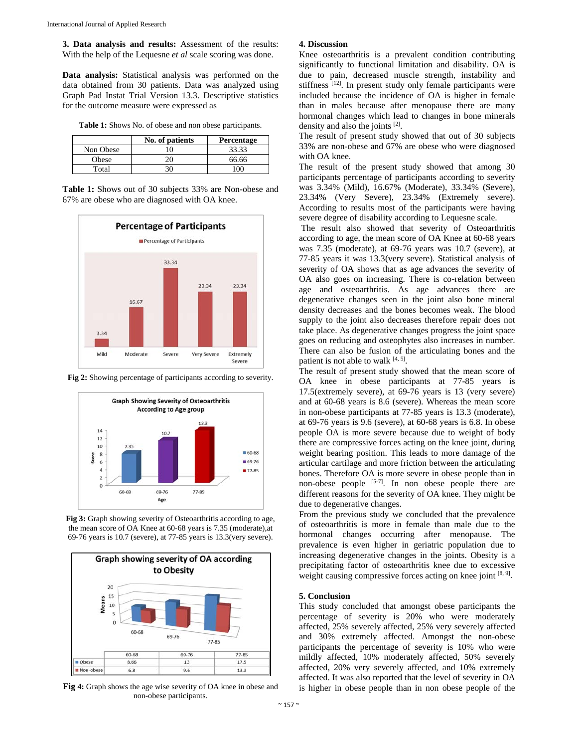**3. Data analysis and results:** Assessment of the results: With the help of the Lequesne *et al* scale scoring was done.

**Data analysis:** Statistical analysis was performed on the data obtained from 30 patients. Data was analyzed using Graph Pad Instat Trial Version 13.3. Descriptive statistics for the outcome measure were expressed as

**Table 1:** Shows No. of obese and non obese participants.

| | No. of patients | Percentage |
|---|---|---|
| Non Obese | 10 | 33.33 |
| Obese | 20 | 66.66 |
| Total | 30 | 100 |

**Table 1:** Shows out of 30 subjects 33% are Non-obese and 67% are obese who are diagnosed with OA knee.

**Fig 2:** Showing percentage of participants according to severity.

**Fig 3:** Graph showing severity of Osteoarthritis according to age, the mean score of OA Knee at 60-68 years is 7.35 (moderate),at 69-76 years is 10.7 (severe), at 77-85 years is 13.3(very severe).

| | 60-68 | 69-76 | 77-85 |
|---|---|---|---|
| Obese | 8.66 | 13 | 17.5 |
| Non-obese | 6.8 | 9.6 | 13.3 |

**Fig 4:** Graph shows the age wise severity of OA knee in obese and non-obese participants.

## 4. Discussion

Knee osteoarthritis is a prevalent condition contributing significantly to functional limitation and disability. OA is due to pain, decreased muscle strength, instability and stiffness [12]. In present study only female participants were included because the incidence of OA is higher in female than in males because after menopause there are many hormonal changes which lead to changes in bone minerals density and also the joints [2].

The result of present study showed that out of 30 subjects 33% are non-obese and 67% are obese who were diagnosed with OA knee.

The result of the present study showed that among 30 participants percentage of participants according to severity was 3.34% (Mild), 16.67% (Moderate), 33.34% (Severe), 23.34% (Very Severe), 23.34% (Extremely severe). According to results most of the participants were having severe degree of disability according to Lequesne scale.

The result also showed that severity of Osteoarthritis according to age, the mean score of OA Knee at 60-68 years was 7.35 (moderate), at 69-76 years was 10.7 (severe), at 77-85 years it was 13.3(very severe). Statistical analysis of severity of OA shows that as age advances the severity of OA also goes on increasing. There is co-relation between age and osteoarthritis. As age advances there are degenerative changes seen in the joint also bone mineral density decreases and the bones becomes weak. The blood supply to the joint also decreases therefore repair does not take place. As degenerative changes progress the joint space goes on reducing and osteophytes also increases in number. There can also be fusion of the articulating bones and the patient is not able to walk [4, 5].

The result of present study showed that the mean score of OA knee in obese participants at 77-85 years is 17.5(extremely severe), at 69-76 years is 13 (very severe) and at 60-68 years is 8.6 (severe). Whereas the mean score in non-obese participants at 77-85 years is 13.3 (moderate), at 69-76 years is 9.6 (severe), at 60-68 years is 6.8. In obese people OA is more severe because due to weight of body there are compressive forces acting on the knee joint, during weight bearing position. This leads to more damage of the articular cartilage and more friction between the articulating bones. Therefore OA is more severe in obese people than in non-obese people [5-7]. In non obese people there are different reasons for the severity of OA knee. They might be due to degenerative changes.

From the previous study we concluded that the prevalence of osteoarthritis is more in female than male due to the hormonal changes occurring after menopause. The prevalence is even higher in geriatric population due to increasing degenerative changes in the joints. Obesity is a precipitating factor of osteoarthritis knee due to excessive weight causing compressive forces acting on knee joint [8, 9].

## 5. Conclusion

This study concluded that amongst obese participants the percentage of severity is 20% who were moderately affected, 25% severely affected, 25% very severely affected and 30% extremely affected. Amongst the non-obese participants the percentage of severity is 10% who were mildly affected, 10% moderately affected, 50% severely affected, 20% very severely affected, and 10% extremely affected. It was also reported that the level of severity in OA is higher in obese people than in non obese people of the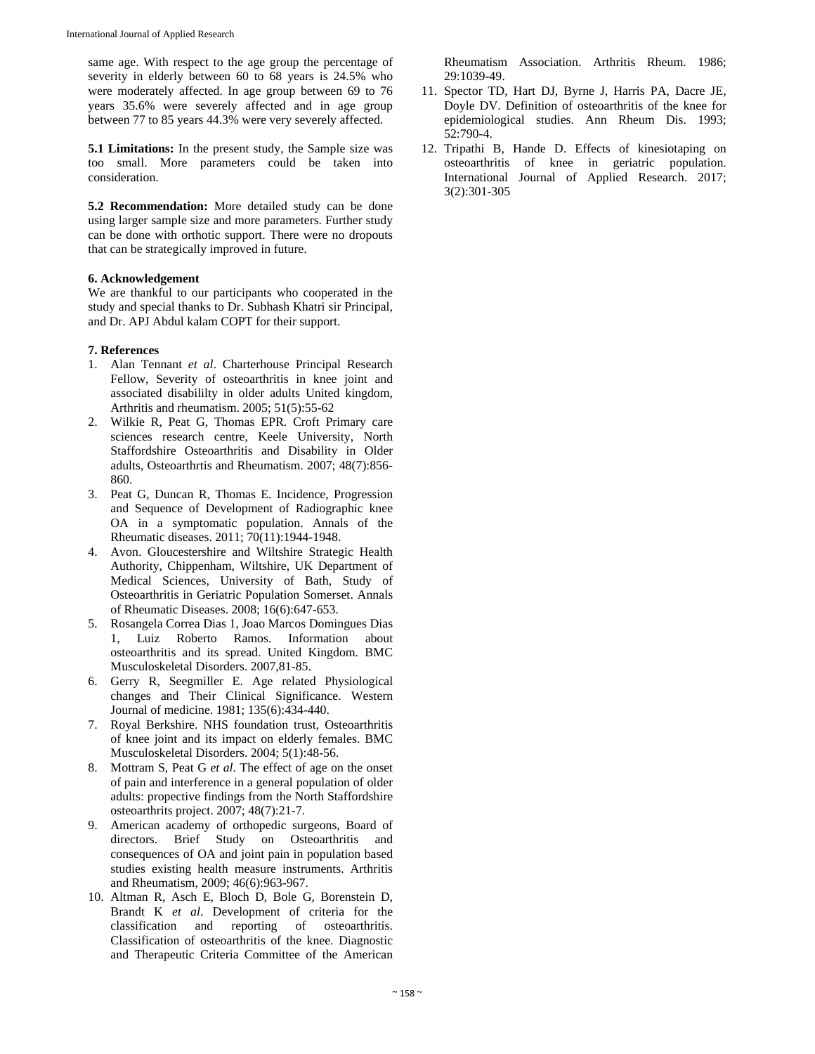same age. With respect to the age group the percentage of severity in elderly between 60 to 68 years is 24.5% who were moderately affected. In age group between 69 to 76 years 35.6% were severely affected and in age group between 77 to 85 years 44.3% were very severely affected.

**5.1 Limitations:** In the present study, the Sample size was too small. More parameters could be taken into consideration.

**5.2 Recommendation:** More detailed study can be done using larger sample size and more parameters. Further study can be done with orthotic support. There were no dropouts that can be strategically improved in future.

## 6. Acknowledgement

We are thankful to our participants who cooperated in the study and special thanks to Dr. Subhash Khatri sir Principal, and Dr. APJ Abdul kalam COPT for their support.

## 7. References

1. Alan Tennant *et al*. Charterhouse Principal Research Fellow, Severity of osteoarthritis in knee joint and associated disabililty in older adults United kingdom, Arthritis and rheumatism. 2005; 51(5):55-62
2. Wilkie R, Peat G, Thomas EPR. Croft Primary care sciences research centre, Keele University, North Staffordshire Osteoarthritis and Disability in Older adults, Osteoarthrtis and Rheumatism. 2007; 48(7):856-860.
3. Peat G, Duncan R, Thomas E. Incidence, Progression and Sequence of Development of Radiographic knee OA in a symptomatic population. Annals of the Rheumatic diseases. 2011; 70(11):1944-1948.
4. Avon. Gloucestershire and Wiltshire Strategic Health Authority, Chippenham, Wiltshire, UK Department of Medical Sciences, University of Bath, Study of Osteoarthritis in Geriatric Population Somerset. Annals of Rheumatic Diseases. 2008; 16(6):647-653.
5. Rosangela Correa Dias 1, Joao Marcos Domingues Dias 1, Luiz Roberto Ramos. Information about osteoarthritis and its spread. United Kingdom. BMC Musculoskeletal Disorders. 2007,81-85.
6. Gerry R, Seegmiller E. Age related Physiological changes and Their Clinical Significance. Western Journal of medicine. 1981; 135(6):434-440.
7. Royal Berkshire. NHS foundation trust, Osteoarthritis of knee joint and its impact on elderly females. BMC Musculoskeletal Disorders. 2004; 5(1):48-56.
8. Mottram S, Peat G *et al*. The effect of age on the onset of pain and interference in a general population of older adults: propective findings from the North Staffordshire osteoarthrits project. 2007; 48(7):21-7.
9. American academy of orthopedic surgeons, Board of directors. Brief Study on Osteoarthritis and consequences of OA and joint pain in population based studies existing health measure instruments. Arthritis and Rheumatism, 2009; 46(6):963-967.
10. Altman R, Asch E, Bloch D, Bole G, Borenstein D, Brandt K *et al*. Development of criteria for the classification and reporting of osteoarthritis. Classification of osteoarthritis of the knee. Diagnostic and Therapeutic Criteria Committee of the American Rheumatism Association. Arthritis Rheum. 1986; 29:1039-49.
11. Spector TD, Hart DJ, Byrne J, Harris PA, Dacre JE, Doyle DV. Definition of osteoarthritis of the knee for epidemiological studies. Ann Rheum Dis. 1993; 52:790-4.
12. Tripathi B, Hande D. Effects of kinesiotaping on osteoarthritis of knee in geriatric population. International Journal of Applied Research. 2017; 3(2):301-305